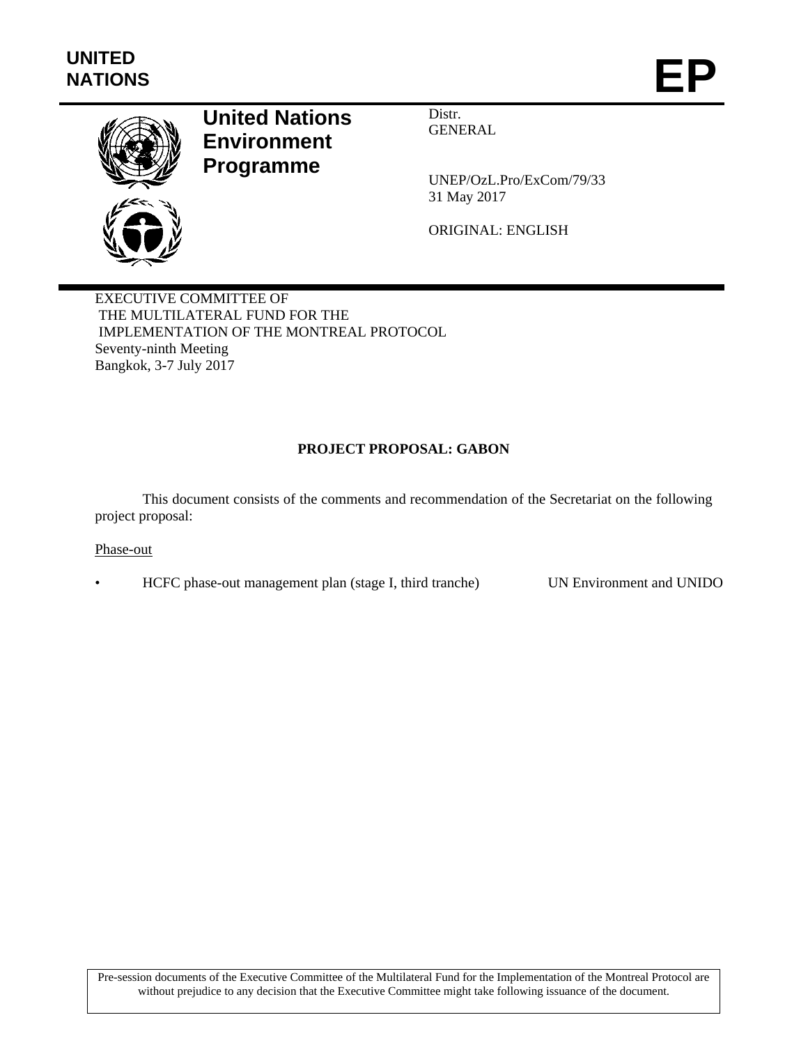**UNITED NATIONS**

# EP

**United Nations Environment Programme**

Distr.
GENERAL

UNEP/OzL.Pro/ExCom/79/33
31 May 2017

ORIGINAL: ENGLISH

EXECUTIVE COMMITTEE OF
THE MULTILATERAL FUND FOR THE
IMPLEMENTATION OF THE MONTREAL PROTOCOL
Seventy-ninth Meeting
Bangkok, 3-7 July 2017

## PROJECT PROPOSAL: GABON

This document consists of the comments and recommendation of the Secretariat on the following project proposal:

Phase-out

- HCFC phase-out management plan (stage I, third tranche) — UN Environment and UNIDO

Pre-session documents of the Executive Committee of the Multilateral Fund for the Implementation of the Montreal Protocol are without prejudice to any decision that the Executive Committee might take following issuance of the document.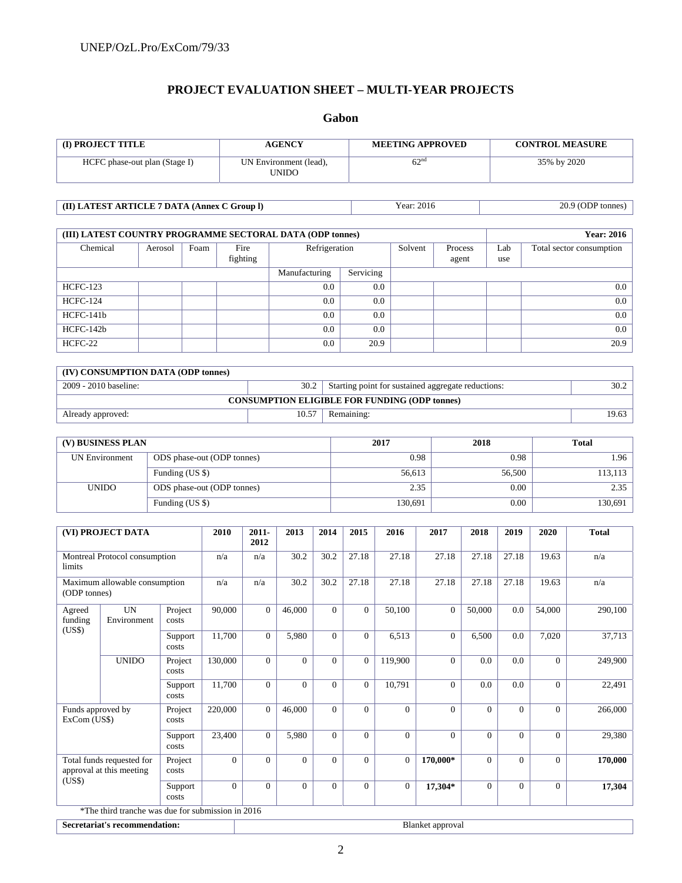# PROJECT EVALUATION SHEET – MULTI-YEAR PROJECTS

## Gabon

| (I) PROJECT TITLE | AGENCY | MEETING APPROVED | CONTROL MEASURE |
|---|---|---|---|
| HCFC phase-out plan (Stage I) | UN Environment (lead), UNIDO | 62nd | 35% by 2020 |

| (II) LATEST ARTICLE 7 DATA (Annex C Group l) | Year: 2016 | 20.9 (ODP tonnes) |
|---|---|---|

| (III) LATEST COUNTRY PROGRAMME SECTORAL DATA (ODP tonnes) | | | | | | | | | | Year: 2016 |
|---|---|---|---|---|---|---|---|---|---|---|
| Chemical | Aerosol | Foam | Fire fighting | Refrigeration | | Solvent | Process agent | Lab use | Total sector consumption |
| | | | | Manufacturing | Servicing | | | | |
| HCFC-123 | | | | 0.0 | 0.0 | | | | 0.0 |
| HCFC-124 | | | | 0.0 | 0.0 | | | | 0.0 |
| HCFC-141b | | | | 0.0 | 0.0 | | | | 0.0 |
| HCFC-142b | | | | 0.0 | 0.0 | | | | 0.0 |
| HCFC-22 | | | | 0.0 | 20.9 | | | | 20.9 |

| (IV) CONSUMPTION DATA (ODP tonnes) | | | |
|---|---|---|---|
| 2009 - 2010 baseline: | 30.2 | Starting point for sustained aggregate reductions: | 30.2 |
| CONSUMPTION ELIGIBLE FOR FUNDING (ODP tonnes) | | | |
| Already approved: | 10.57 | Remaining: | 19.63 |

| (V) BUSINESS PLAN | | 2017 | 2018 | Total |
|---|---|---|---|---|
| UN Environment | ODS phase-out (ODP tonnes) | 0.98 | 0.98 | 1.96 |
| | Funding (US $) | 56,613 | 56,500 | 113,113 |
| UNIDO | ODS phase-out (ODP tonnes) | 2.35 | 0.00 | 2.35 |
| | Funding (US $) | 130,691 | 0.00 | 130,691 |

| (VI) PROJECT DATA | | | 2010 | 2011-2012 | 2013 | 2014 | 2015 | 2016 | 2017 | 2018 | 2019 | 2020 | Total |
|---|---|---|---|---|---|---|---|---|---|---|---|---|---|
| Montreal Protocol consumption limits | | | n/a | n/a | 30.2 | 30.2 | 27.18 | 27.18 | 27.18 | 27.18 | 27.18 | 19.63 | n/a |
| Maximum allowable consumption (ODP tonnes) | | | n/a | n/a | 30.2 | 30.2 | 27.18 | 27.18 | 27.18 | 27.18 | 27.18 | 19.63 | n/a |
| Agreed funding (US$) | UN Environment | Project costs | 90,000 | 0 | 46,000 | 0 | 0 | 50,100 | 0 | 50,000 | 0.0 | 54,000 | 290,100 |
| | | Support costs | 11,700 | 0 | 5,980 | 0 | 0 | 6,513 | 0 | 6,500 | 0.0 | 7,020 | 37,713 |
| | UNIDO | Project costs | 130,000 | 0 | 0 | 0 | 0 | 119,900 | 0 | 0.0 | 0.0 | 0 | 249,900 |
| | | Support costs | 11,700 | 0 | 0 | 0 | 0 | 10,791 | 0 | 0.0 | 0.0 | 0 | 22,491 |
| Funds approved by ExCom (US$) | | Project costs | 220,000 | 0 | 46,000 | 0 | 0 | 0 | 0 | 0 | 0 | 0 | 266,000 |
| | | Support costs | 23,400 | 0 | 5,980 | 0 | 0 | 0 | 0 | 0 | 0 | 0 | 29,380 |
| Total funds requested for approval at this meeting (US$) | | Project costs | 0 | 0 | 0 | 0 | 0 | 0 | **170,000*** | 0 | 0 | 0 | **170,000** |
| | | Support costs | 0 | 0 | 0 | 0 | 0 | 0 | **17,304*** | 0 | 0 | 0 | **17,304** |

*The third tranche was due for submission in 2016

| Secretariat's recommendation: | Blanket approval |
|---|---|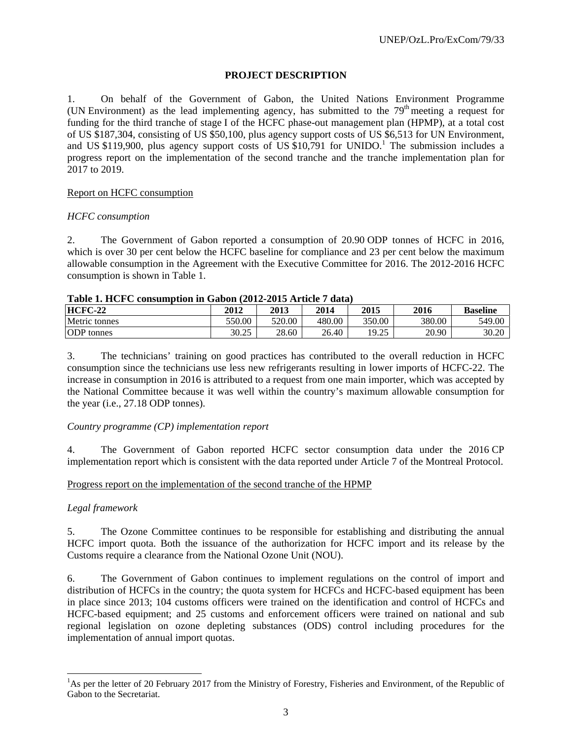## PROJECT DESCRIPTION

1. On behalf of the Government of Gabon, the United Nations Environment Programme (UN Environment) as the lead implementing agency, has submitted to the 79th meeting a request for funding for the third tranche of stage I of the HCFC phase-out management plan (HPMP), at a total cost of US $187,304, consisting of US $50,100, plus agency support costs of US $6,513 for UN Environment, and US $119,900, plus agency support costs of US $10,791 for UNIDO.[1] The submission includes a progress report on the implementation of the second tranche and the tranche implementation plan for 2017 to 2019.

Report on HCFC consumption

*HCFC consumption*

2. The Government of Gabon reported a consumption of 20.90 ODP tonnes of HCFC in 2016, which is over 30 per cent below the HCFC baseline for compliance and 23 per cent below the maximum allowable consumption in the Agreement with the Executive Committee for 2016. The 2012-2016 HCFC consumption is shown in Table 1.

**Table 1. HCFC consumption in Gabon (2012-2015 Article 7 data)**

| HCFC-22 | 2012 | 2013 | 2014 | 2015 | 2016 | Baseline |
|---|---|---|---|---|---|---|
| Metric tonnes | 550.00 | 520.00 | 480.00 | 350.00 | 380.00 | 549.00 |
| ODP tonnes | 30.25 | 28.60 | 26.40 | 19.25 | 20.90 | 30.20 |

3. The technicians' training on good practices has contributed to the overall reduction in HCFC consumption since the technicians use less new refrigerants resulting in lower imports of HCFC-22. The increase in consumption in 2016 is attributed to a request from one main importer, which was accepted by the National Committee because it was well within the country's maximum allowable consumption for the year (i.e., 27.18 ODP tonnes).

*Country programme (CP) implementation report*

4. The Government of Gabon reported HCFC sector consumption data under the 2016 CP implementation report which is consistent with the data reported under Article 7 of the Montreal Protocol.

Progress report on the implementation of the second tranche of the HPMP

*Legal framework*

5. The Ozone Committee continues to be responsible for establishing and distributing the annual HCFC import quota. Both the issuance of the authorization for HCFC import and its release by the Customs require a clearance from the National Ozone Unit (NOU).

6. The Government of Gabon continues to implement regulations on the control of import and distribution of HCFCs in the country; the quota system for HCFCs and HCFC-based equipment has been in place since 2013; 104 customs officers were trained on the identification and control of HCFCs and HCFC-based equipment; and 25 customs and enforcement officers were trained on national and sub regional legislation on ozone depleting substances (ODS) control including procedures for the implementation of annual import quotas.

---

[1] As per the letter of 20 February 2017 from the Ministry of Forestry, Fisheries and Environment, of the Republic of Gabon to the Secretariat.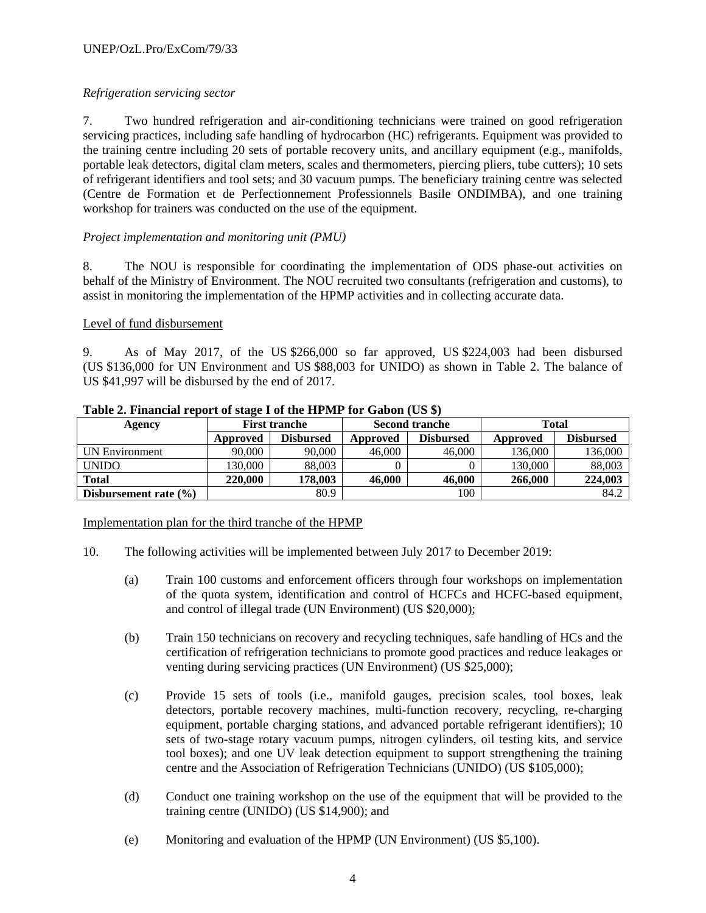*Refrigeration servicing sector*

7. Two hundred refrigeration and air-conditioning technicians were trained on good refrigeration servicing practices, including safe handling of hydrocarbon (HC) refrigerants. Equipment was provided to the training centre including 20 sets of portable recovery units, and ancillary equipment (e.g., manifolds, portable leak detectors, digital clam meters, scales and thermometers, piercing pliers, tube cutters); 10 sets of refrigerant identifiers and tool sets; and 30 vacuum pumps. The beneficiary training centre was selected (Centre de Formation et de Perfectionnement Professionnels Basile ONDIMBA), and one training workshop for trainers was conducted on the use of the equipment.

*Project implementation and monitoring unit (PMU)*

8. The NOU is responsible for coordinating the implementation of ODS phase-out activities on behalf of the Ministry of Environment. The NOU recruited two consultants (refrigeration and customs), to assist in monitoring the implementation of the HPMP activities and in collecting accurate data.

Level of fund disbursement

9. As of May 2017, of the US $266,000 so far approved, US $224,003 had been disbursed (US $136,000 for UN Environment and US $88,003 for UNIDO) as shown in Table 2. The balance of US $41,997 will be disbursed by the end of 2017.

**Table 2. Financial report of stage I of the HPMP for Gabon (US $)**

| Agency | First tranche | | Second tranche | | Total | |
|---|---|---|---|---|---|---|
| | Approved | Disbursed | Approved | Disbursed | Approved | Disbursed |
| UN Environment | 90,000 | 90,000 | 46,000 | 46,000 | 136,000 | 136,000 |
| UNIDO | 130,000 | 88,003 | 0 | 0 | 130,000 | 88,003 |
| **Total** | **220,000** | **178,003** | **46,000** | **46,000** | **266,000** | **224,003** |
| **Disbursement rate (%)** | 80.9 | | 100 | | 84.2 | |

Implementation plan for the third tranche of the HPMP

10. The following activities will be implemented between July 2017 to December 2019:

(a) Train 100 customs and enforcement officers through four workshops on implementation of the quota system, identification and control of HCFCs and HCFC-based equipment, and control of illegal trade (UN Environment) (US $20,000);

(b) Train 150 technicians on recovery and recycling techniques, safe handling of HCs and the certification of refrigeration technicians to promote good practices and reduce leakages or venting during servicing practices (UN Environment) (US $25,000);

(c) Provide 15 sets of tools (i.e., manifold gauges, precision scales, tool boxes, leak detectors, portable recovery machines, multi-function recovery, recycling, re-charging equipment, portable charging stations, and advanced portable refrigerant identifiers); 10 sets of two-stage rotary vacuum pumps, nitrogen cylinders, oil testing kits, and service tool boxes); and one UV leak detection equipment to support strengthening the training centre and the Association of Refrigeration Technicians (UNIDO) (US $105,000);

(d) Conduct one training workshop on the use of the equipment that will be provided to the training centre (UNIDO) (US $14,900); and

(e) Monitoring and evaluation of the HPMP (UN Environment) (US $5,100).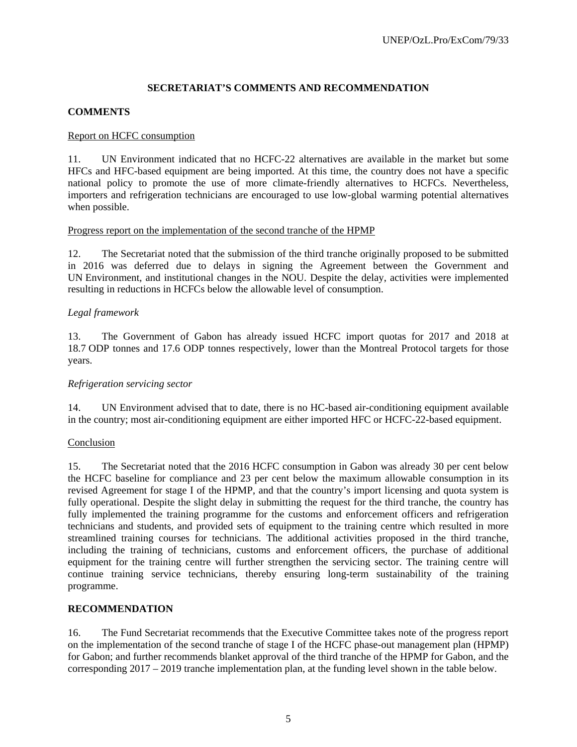## SECRETARIAT'S COMMENTS AND RECOMMENDATION

### COMMENTS

Report on HCFC consumption

11. UN Environment indicated that no HCFC-22 alternatives are available in the market but some HFCs and HFC-based equipment are being imported. At this time, the country does not have a specific national policy to promote the use of more climate-friendly alternatives to HCFCs. Nevertheless, importers and refrigeration technicians are encouraged to use low-global warming potential alternatives when possible.

Progress report on the implementation of the second tranche of the HPMP

12. The Secretariat noted that the submission of the third tranche originally proposed to be submitted in 2016 was deferred due to delays in signing the Agreement between the Government and UN Environment, and institutional changes in the NOU. Despite the delay, activities were implemented resulting in reductions in HCFCs below the allowable level of consumption.

*Legal framework*

13. The Government of Gabon has already issued HCFC import quotas for 2017 and 2018 at 18.7 ODP tonnes and 17.6 ODP tonnes respectively, lower than the Montreal Protocol targets for those years.

*Refrigeration servicing sector*

14. UN Environment advised that to date, there is no HC-based air-conditioning equipment available in the country; most air-conditioning equipment are either imported HFC or HCFC-22-based equipment.

Conclusion

15. The Secretariat noted that the 2016 HCFC consumption in Gabon was already 30 per cent below the HCFC baseline for compliance and 23 per cent below the maximum allowable consumption in its revised Agreement for stage I of the HPMP, and that the country's import licensing and quota system is fully operational. Despite the slight delay in submitting the request for the third tranche, the country has fully implemented the training programme for the customs and enforcement officers and refrigeration technicians and students, and provided sets of equipment to the training centre which resulted in more streamlined training courses for technicians. The additional activities proposed in the third tranche, including the training of technicians, customs and enforcement officers, the purchase of additional equipment for the training centre will further strengthen the servicing sector. The training centre will continue training service technicians, thereby ensuring long-term sustainability of the training programme.

### RECOMMENDATION

16. The Fund Secretariat recommends that the Executive Committee takes note of the progress report on the implementation of the second tranche of stage I of the HCFC phase-out management plan (HPMP) for Gabon; and further recommends blanket approval of the third tranche of the HPMP for Gabon, and the corresponding 2017 – 2019 tranche implementation plan, at the funding level shown in the table below.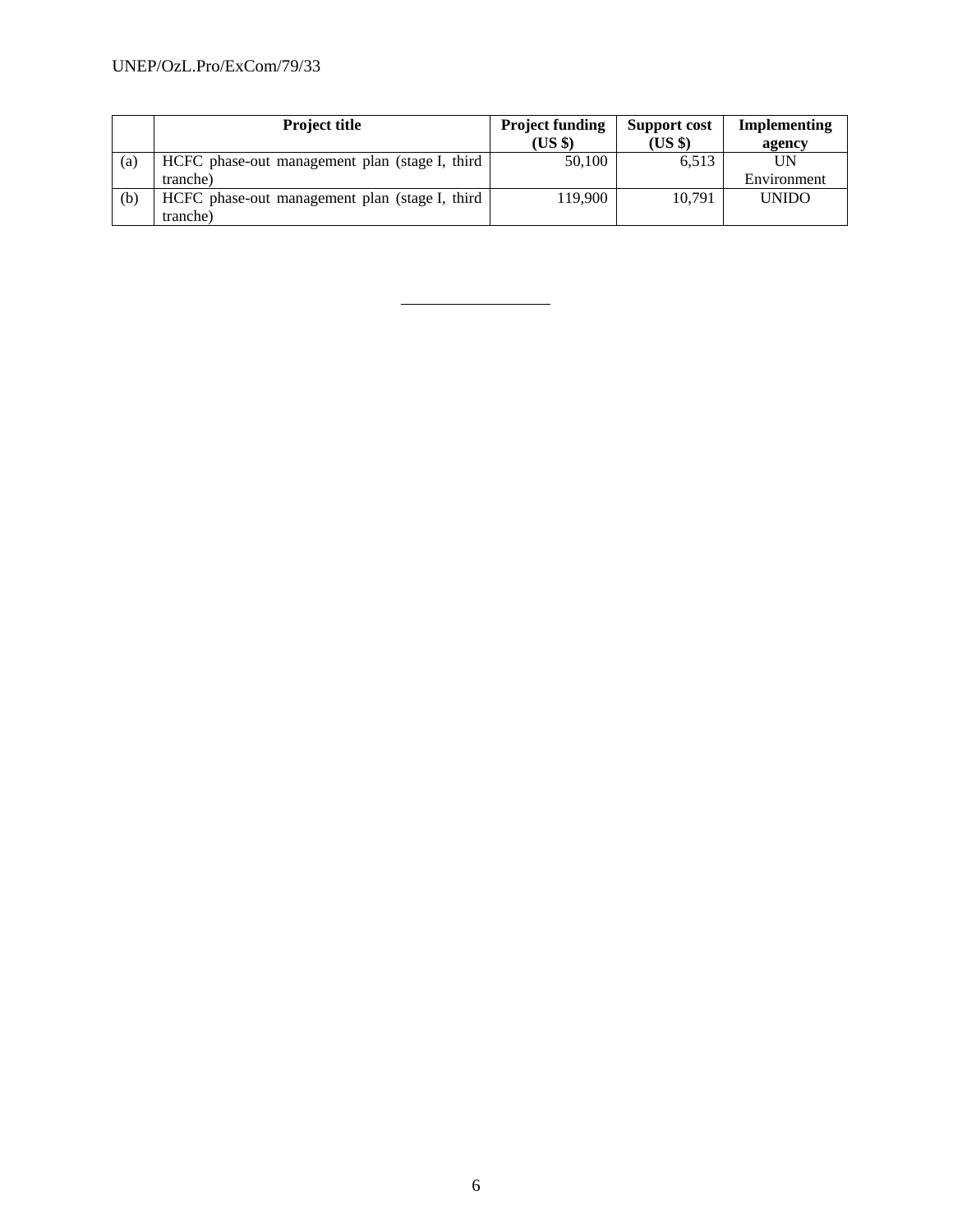| | Project title | Project funding (US $) | Support cost (US $) | Implementing agency |
|---|---|---|---|---|
| (a) | HCFC phase-out management plan (stage I, third tranche) | 50,100 | 6,513 | UN Environment |
| (b) | HCFC phase-out management plan (stage I, third tranche) | 119,900 | 10,791 | UNIDO |